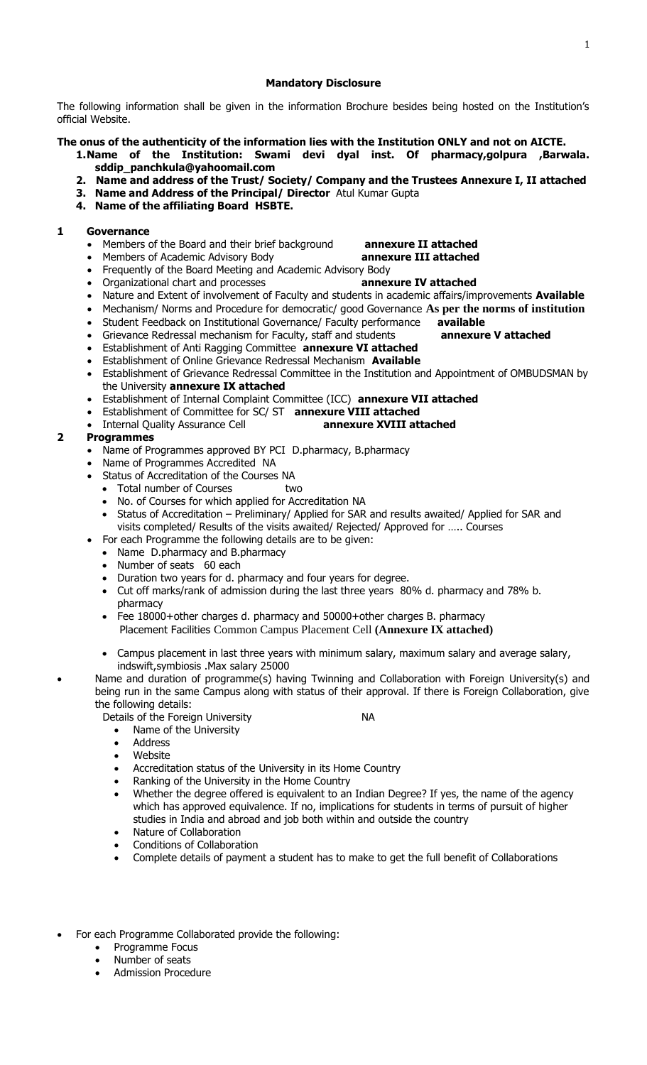**Mandatory Disclosure**

The following information shall be given in the information Brochure besides being hosted on the Institution's official Website.

**The onus of the authenticity of the information lies with the Institution ONLY and not on AICTE.**

1. **Name of the Institution: Swami devi dyal inst. Of pharmacy,golpura ,Barwala. sddip_panchkula@yahoomail.com**
2. **Name and address of the Trust/ Society/ Company and the Trustees Annexure I, II attached**
3. **Name and Address of the Principal/ Director** Atul Kumar Gupta
4. **Name of the affiliating Board HSBTE.**

## 1 Governance

- Members of the Board and their brief background **annexure II attached**
- Members of Academic Advisory Body **annexure III attached**
- Frequently of the Board Meeting and Academic Advisory Body
- Organizational chart and processes **annexure IV attached**
- Nature and Extent of involvement of Faculty and students in academic affairs/improvements **Available**
- Mechanism/ Norms and Procedure for democratic/ good Governance **As per the norms of institution**
- Student Feedback on Institutional Governance/ Faculty performance **available**
- Grievance Redressal mechanism for Faculty, staff and students **annexure V attached**
- Establishment of Anti Ragging Committee **annexure VI attached**
- Establishment of Online Grievance Redressal Mechanism **Available**
- Establishment of Grievance Redressal Committee in the Institution and Appointment of OMBUDSMAN by the University **annexure IX attached**
- Establishment of Internal Complaint Committee (ICC) **annexure VII attached**
- Establishment of Committee for SC/ ST **annexure VIII attached**
- Internal Quality Assurance Cell **annexure XVIII attached**

## 2 Programmes

- Name of Programmes approved BY PCI D.pharmacy, B.pharmacy
- Name of Programmes Accredited NA
- Status of Accreditation of the Courses NA
  - Total number of Courses two
  - No. of Courses for which applied for Accreditation NA
  - Status of Accreditation – Preliminary/ Applied for SAR and results awaited/ Applied for SAR and visits completed/ Results of the visits awaited/ Rejected/ Approved for ….. Courses
- For each Programme the following details are to be given:
  - Name D.pharmacy and B.pharmacy
  - Number of seats 60 each
  - Duration two years for d. pharmacy and four years for degree.
  - Cut off marks/rank of admission during the last three years 80% d. pharmacy and 78% b. pharmacy
  - Fee 18000+other charges d. pharmacy and 50000+other charges B. pharmacy
    Placement Facilities Common Campus Placement Cell **(Annexure IX attached)**
  - Campus placement in last three years with minimum salary, maximum salary and average salary, indswift,symbiosis .Max salary 25000
- Name and duration of programme(s) having Twinning and Collaboration with Foreign University(s) and being run in the same Campus along with status of their approval. If there is Foreign Collaboration, give the following details:

  Details of the Foreign University NA

  - Name of the University
  - Address
  - Website
  - Accreditation status of the University in its Home Country
  - Ranking of the University in the Home Country
  - Whether the degree offered is equivalent to an Indian Degree? If yes, the name of the agency which has approved equivalence. If no, implications for students in terms of pursuit of higher studies in India and abroad and job both within and outside the country
  - Nature of Collaboration
  - Conditions of Collaboration
  - Complete details of payment a student has to make to get the full benefit of Collaborations

- For each Programme Collaborated provide the following:
  - Programme Focus
  - Number of seats
  - Admission Procedure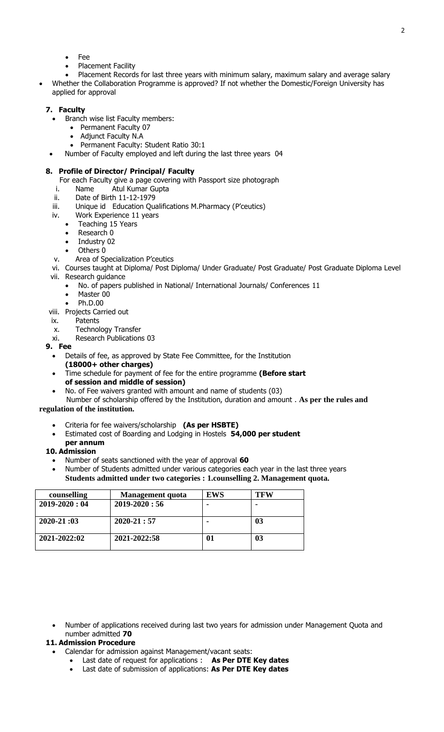- Fee
- Placement Facility
- Placement Records for last three years with minimum salary, maximum salary and average salary

- Whether the Collaboration Programme is approved? If not whether the Domestic/Foreign University has applied for approval

## 7. Faculty

- Branch wise list Faculty members:
  - Permanent Faculty 07
  - Adjunct Faculty N.A
  - Permanent Faculty: Student Ratio 30:1
- Number of Faculty employed and left during the last three years 04

## 8. Profile of Director/ Principal/ Faculty

For each Faculty give a page covering with Passport size photograph

i. Name Atul Kumar Gupta
ii. Date of Birth 11-12-1979
iii. Unique id Education Qualifications M.Pharmacy (P'ceutics)
iv. Work Experience 11 years
   - Teaching 15 Years
   - Research 0
   - Industry 02
   - Others 0
v. Area of Specialization P'ceutics
vi. Courses taught at Diploma/ Post Diploma/ Under Graduate/ Post Graduate/ Post Graduate Diploma Level
vii. Research guidance
   - No. of papers published in National/ International Journals/ Conferences 11
   - Master 00
   - Ph.D.00
viii. Projects Carried out
ix. Patents
x. Technology Transfer
xi. Research Publications 03

## 9. Fee

- Details of fee, as approved by State Fee Committee, for the Institution **(18000+ other charges)**
- Time schedule for payment of fee for the entire programme **(Before start of session and middle of session)**
- No. of Fee waivers granted with amount and name of students (03)

Number of scholarship offered by the Institution, duration and amount . **As per the rules and regulation of the institution.**

- Criteria for fee waivers/scholarship **(As per HSBTE)**
- Estimated cost of Boarding and Lodging in Hostels **54,000 per student per annum**

## 10. Admission

- Number of seats sanctioned with the year of approval **60**
- Number of Students admitted under various categories each year in the last three years **Students admitted under two categories : 1.counselling 2. Management quota.**

| counselling | Management quota | EWS | TFW |
|---|---|---|---|
| 2019-2020 : 04 | 2019-2020 : 56 | - | - |
| 2020-21 :03 | 2020-21 : 57 | - | 03 |
| 2021-2022:02 | 2021-2022:58 | 01 | 03 |

- Number of applications received during last two years for admission under Management Quota and number admitted **70**

## 11. Admission Procedure

- Calendar for admission against Management/vacant seats:
  - Last date of request for applications : **As Per DTE Key dates**
  - Last date of submission of applications: **As Per DTE Key dates**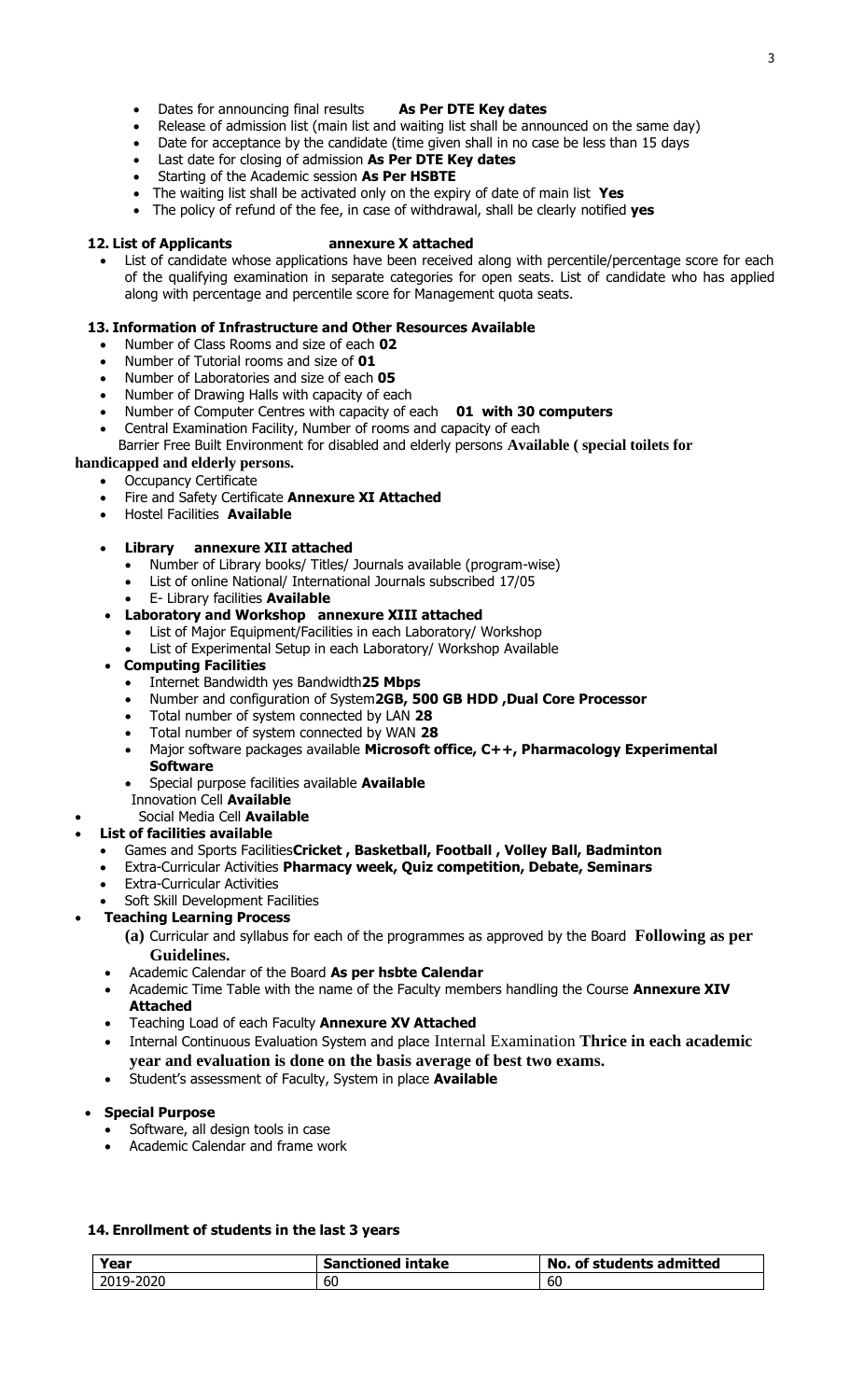- Dates for announcing final results **As Per DTE Key dates**
- Release of admission list (main list and waiting list shall be announced on the same day)
- Date for acceptance by the candidate (time given shall in no case be less than 15 days
- Last date for closing of admission **As Per DTE Key dates**
- Starting of the Academic session **As Per HSBTE**
- The waiting list shall be activated only on the expiry of date of main list **Yes**
- The policy of refund of the fee, in case of withdrawal, shall be clearly notified **yes**

### 12. List of Applicants annexure X attached

- List of candidate whose applications have been received along with percentile/percentage score for each of the qualifying examination in separate categories for open seats. List of candidate who has applied along with percentage and percentile score for Management quota seats.

### 13. Information of Infrastructure and Other Resources Available

- Number of Class Rooms and size of each **02**
- Number of Tutorial rooms and size of **01**
- Number of Laboratories and size of each **05**
- Number of Drawing Halls with capacity of each
- Number of Computer Centres with capacity of each **01 with 30 computers**
- Central Examination Facility, Number of rooms and capacity of each

Barrier Free Built Environment for disabled and elderly persons **Available ( special toilets for handicapped and elderly persons.**

- Occupancy Certificate
- Fire and Safety Certificate **Annexure XI Attached**
- Hostel Facilities **Available**

- **Library annexure XII attached**
  - Number of Library books/ Titles/ Journals available (program-wise)
  - List of online National/ International Journals subscribed 17/05
  - E- Library facilities **Available**
- **Laboratory and Workshop annexure XIII attached**
  - List of Major Equipment/Facilities in each Laboratory/ Workshop
  - List of Experimental Setup in each Laboratory/ Workshop Available
- **Computing Facilities**
  - Internet Bandwidth yes Bandwidth**25 Mbps**
  - Number and configuration of System**2GB, 500 GB HDD ,Dual Core Processor**
  - Total number of system connected by LAN **28**
  - Total number of system connected by WAN **28**
  - Major software packages available **Microsoft office, C++, Pharmacology Experimental Software**
  - Special purpose facilities available **Available**

  Innovation Cell **Available**
- Social Media Cell **Available**
- **List of facilities available**
  - Games and Sports Facilities**Cricket , Basketball, Football , Volley Ball, Badminton**
  - Extra-Curricular Activities **Pharmacy week, Quiz competition, Debate, Seminars**
  - Extra-Curricular Activities
  - Soft Skill Development Facilities
- **Teaching Learning Process**
  - **(a)** Curricular and syllabus for each of the programmes as approved by the Board **Following as per Guidelines.**
  - Academic Calendar of the Board **As per hsbte Calendar**
  - Academic Time Table with the name of the Faculty members handling the Course **Annexure XIV Attached**
  - Teaching Load of each Faculty **Annexure XV Attached**
  - Internal Continuous Evaluation System and place Internal Examination **Thrice in each academic year and evaluation is done on the basis average of best two exams.**
  - Student's assessment of Faculty, System in place **Available**

- **Special Purpose**
  - Software, all design tools in case
  - Academic Calendar and frame work

### 14. Enrollment of students in the last 3 years

| Year | Sanctioned intake | No. of students admitted |
|---|---|---|
| 2019-2020 | 60 | 60 |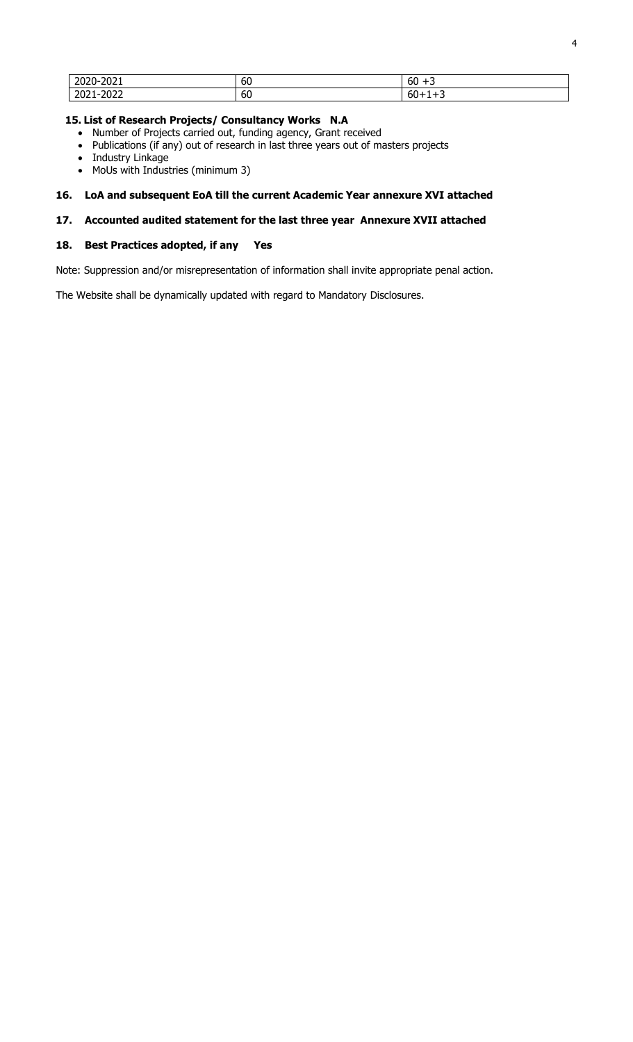| | | |
|---|---|---|
| 2020-2021 | 60 | 60 +3 |
| 2021-2022 | 60 | 60+1+3 |

**15. List of Research Projects/ Consultancy Works N.A**

- Number of Projects carried out, funding agency, Grant received
- Publications (if any) out of research in last three years out of masters projects
- Industry Linkage
- MoUs with Industries (minimum 3)

**16. LoA and subsequent EoA till the current Academic Year annexure XVI attached**

**17. Accounted audited statement for the last three year Annexure XVII attached**

**18. Best Practices adopted, if any Yes**

Note: Suppression and/or misrepresentation of information shall invite appropriate penal action.

The Website shall be dynamically updated with regard to Mandatory Disclosures.